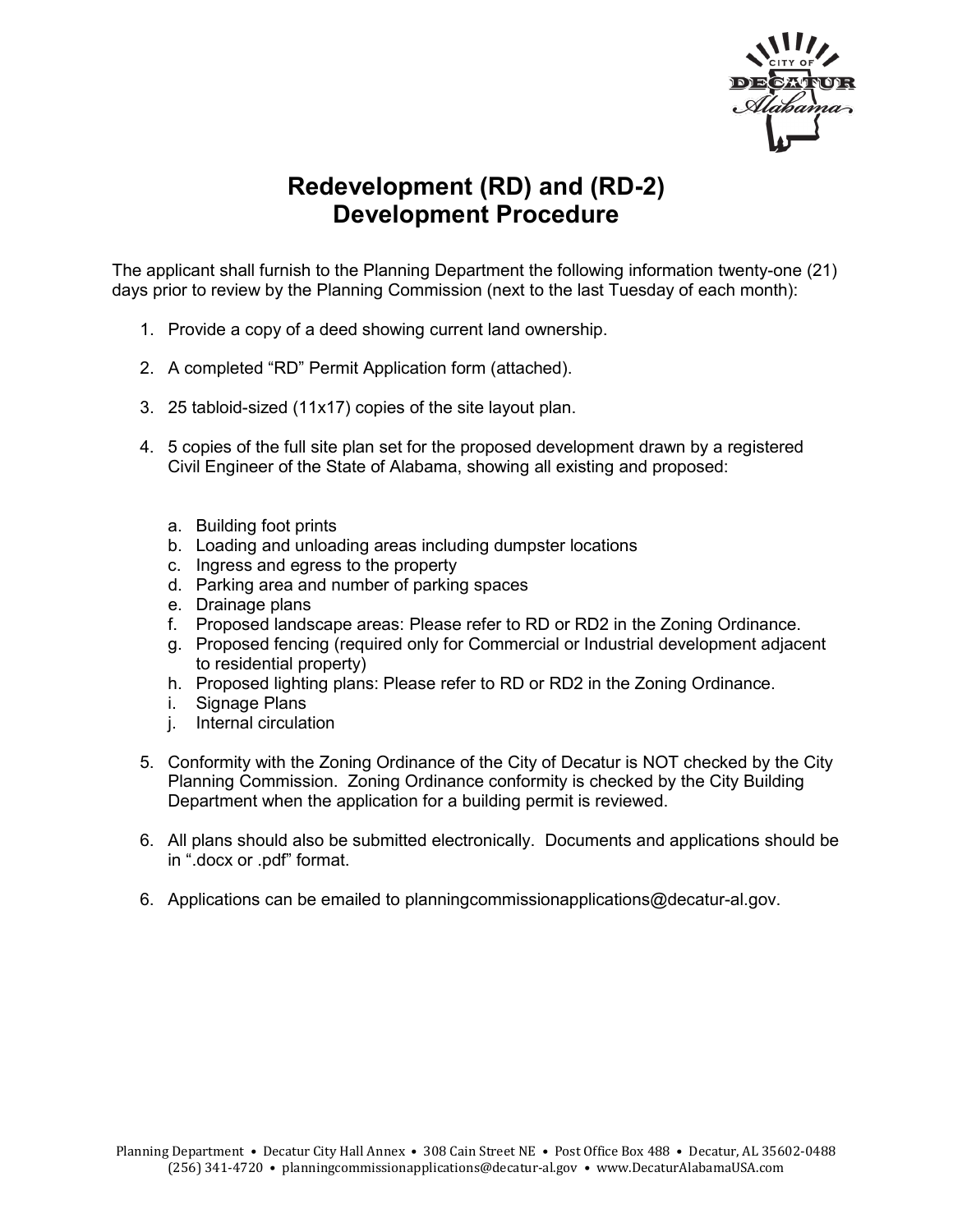# Redevelopment (RD) and (RD-2) Development Procedure

The applicant shall furnish to the Planning Department the following information twenty-one (21) days prior to review by the Planning Commission (next to the last Tuesday of each month):

1. Provide a copy of a deed showing current land ownership.

2. A completed "RD" Permit Application form (attached).

3. 25 tabloid-sized (11x17) copies of the site layout plan.

4. 5 copies of the full site plan set for the proposed development drawn by a registered Civil Engineer of the State of Alabama, showing all existing and proposed:

   a. Building foot prints
   b. Loading and unloading areas including dumpster locations
   c. Ingress and egress to the property
   d. Parking area and number of parking spaces
   e. Drainage plans
   f. Proposed landscape areas: Please refer to RD or RD2 in the Zoning Ordinance.
   g. Proposed fencing (required only for Commercial or Industrial development adjacent to residential property)
   h. Proposed lighting plans: Please refer to RD or RD2 in the Zoning Ordinance.
   i. Signage Plans
   j. Internal circulation

5. Conformity with the Zoning Ordinance of the City of Decatur is NOT checked by the City Planning Commission. Zoning Ordinance conformity is checked by the City Building Department when the application for a building permit is reviewed.

6. All plans should also be submitted electronically. Documents and applications should be in ".docx or .pdf" format.

6. Applications can be emailed to planningcommissionapplications@decatur-al.gov.

Planning Department • Decatur City Hall Annex • 308 Cain Street NE • Post Office Box 488 • Decatur, AL 35602-0488
(256) 341-4720 • planningcommissionapplications@decatur-al.gov • www.DecaturAlabamaUSA.com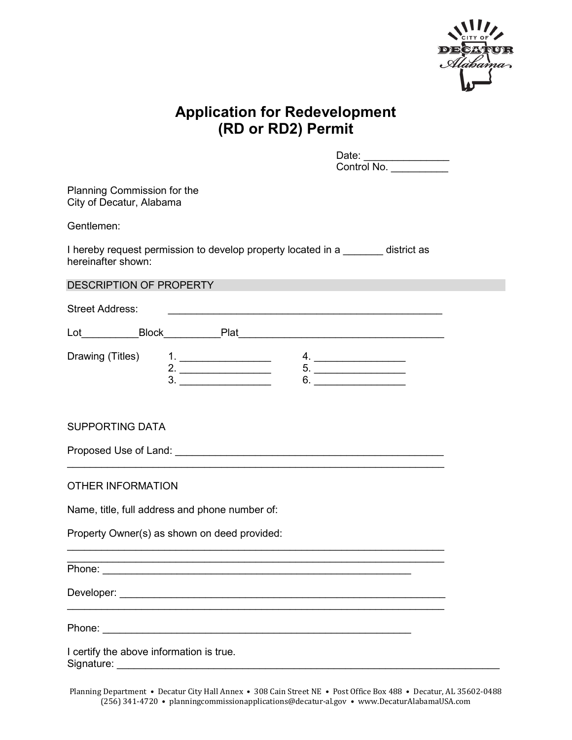# Application for Redevelopment (RD or RD2) Permit

Date: _______________
Control No. __________

Planning Commission for the
City of Decatur, Alabama

Gentlemen:

I hereby request permission to develop property located in a _______ district as hereinafter shown:

## DESCRIPTION OF PROPERTY

Street Address: ___________________________________________________

Lot__________Block__________Plat____________________________________

Drawing (Titles)

1. ________________
2. ________________
3. ________________
4. ________________
5. ________________
6. ________________

## SUPPORTING DATA

Proposed Use of Land: _______________________________________________
_________________________________________________________________

## OTHER INFORMATION

Name, title, full address and phone number of:

Property Owner(s) as shown on deed provided:
_________________________________________________________________
_________________________________________________________________
Phone: _______________________________________________________

Developer: ____________________________________________________
_________________________________________________________________

Phone: _______________________________________________________

I certify the above information is true.
Signature: _______________________________________________________________

Planning Department • Decatur City Hall Annex • 308 Cain Street NE • Post Office Box 488 • Decatur, AL 35602-0488
(256) 341-4720 • planningcommissionapplications@decatur-al.gov • www.DecaturAlabamaUSA.com